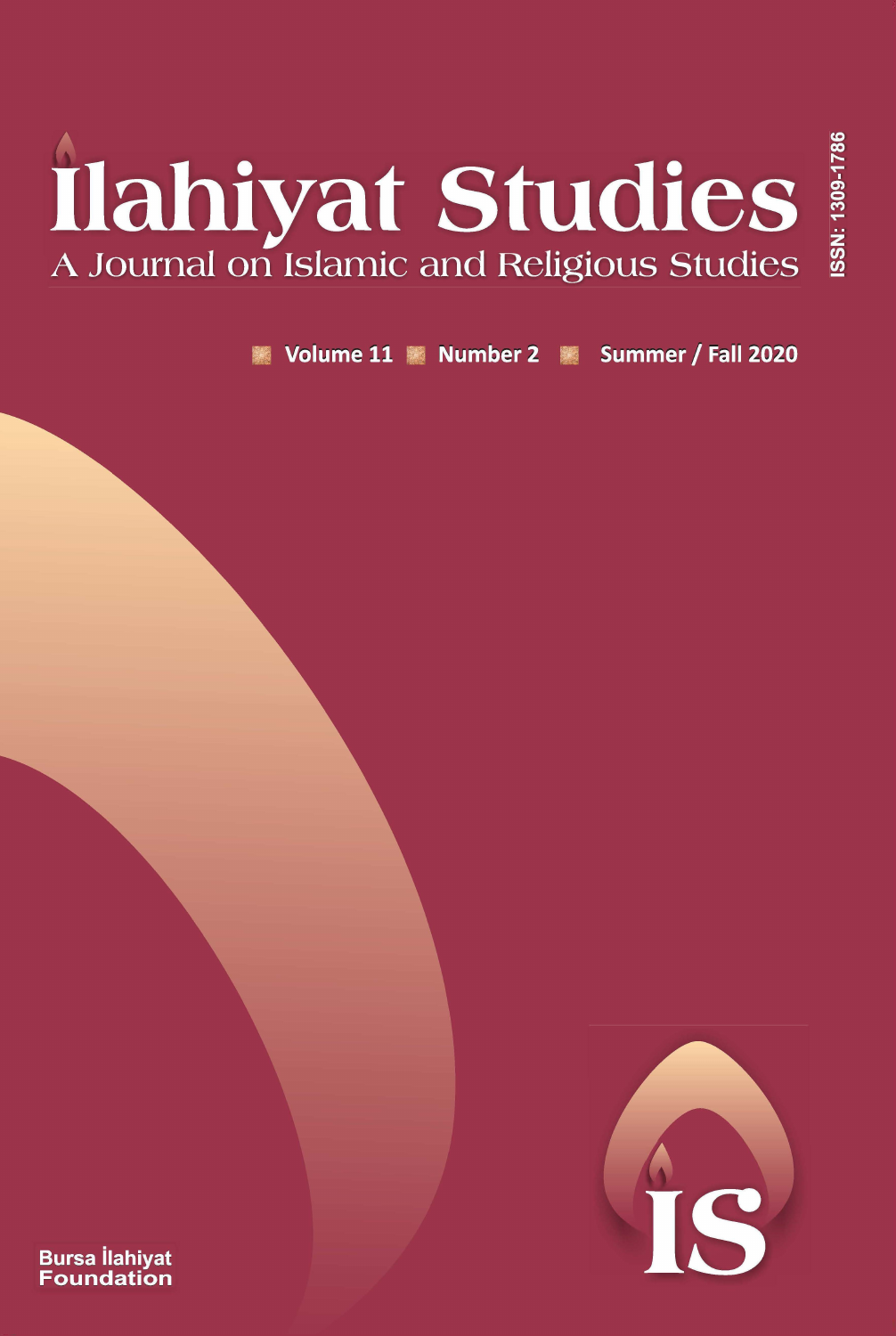# İlahiyat Studies

## A Journal on Islamic and Religious Studies

ISSN: 1309-1786

Volume 11 | Number 2 | Summer / Fall 2020

Bursa İlahiyat Foundation

IS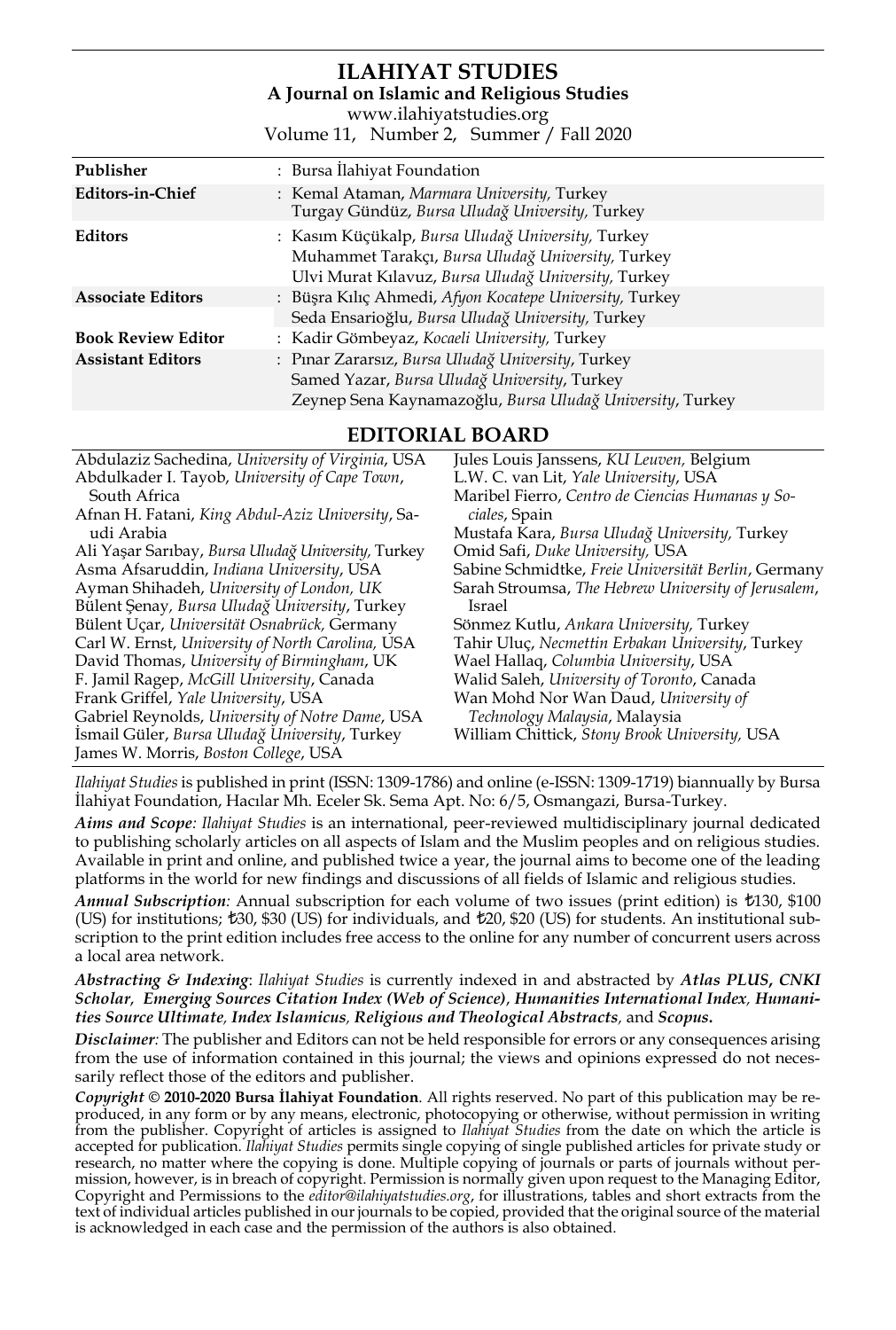# ILAHIYAT STUDIES

**A Journal on Islamic and Religious Studies**

www.ilahiyatstudies.org

Volume 11, Number 2, Summer / Fall 2020

| | |
|---|---|
| **Publisher** | : Bursa İlahiyat Foundation |
| **Editors-in-Chief** | : Kemal Ataman, *Marmara University,* Turkey<br>Turgay Gündüz, *Bursa Uludağ University,* Turkey |
| **Editors** | : Kasım Küçükalp, *Bursa Uludağ University,* Turkey<br>Muhammet Tarakçı, *Bursa Uludağ University,* Turkey<br>Ulvi Murat Kılavuz, *Bursa Uludağ University,* Turkey |
| **Associate Editors** | : Büşra Kılıç Ahmedi, *Afyon Kocatepe University,* Turkey<br>Seda Ensarioğlu, *Bursa Uludağ University,* Turkey |
| **Book Review Editor** | : Kadir Gömbeyaz, *Kocaeli University,* Turkey |
| **Assistant Editors** | : Pınar Zararsız, *Bursa Uludağ University*, Turkey<br>Samed Yazar, *Bursa Uludağ University*, Turkey<br>Zeynep Sena Kaynamazoğlu, *Bursa Uludağ University*, Turkey |

## EDITORIAL BOARD

Abdulaziz Sachedina, *University of Virginia*, USA
Abdulkader I. Tayob, *University of Cape Town*, South Africa
Afnan H. Fatani, *King Abdul-Aziz University*, Saudi Arabia
Ali Yaşar Sarıbay, *Bursa Uludağ University,* Turkey
Asma Afsaruddin, *Indiana University*, USA
Ayman Shihadeh, *University of London, UK*
Bülent Şenay, *Bursa Uludağ University*, Turkey
Bülent Uçar, *Universität Osnabrück,* Germany
Carl W. Ernst, *University of North Carolina,* USA
David Thomas, *University of Birmingham*, UK
F. Jamil Ragep, *McGill University*, Canada
Frank Griffel, *Yale University*, USA
Gabriel Reynolds, *University of Notre Dame*, USA
İsmail Güler, *Bursa Uludağ University*, Turkey
James W. Morris, *Boston College*, USA
Jules Louis Janssens, *KU Leuven,* Belgium
L.W. C. van Lit, *Yale University*, USA
Maribel Fierro, *Centro de Ciencias Humanas y Sociales*, Spain
Mustafa Kara, *Bursa Uludağ University,* Turkey
Omid Safi, *Duke University,* USA
Sabine Schmidtke, *Freie Universität Berlin*, Germany
Sarah Stroumsa, *The Hebrew University of Jerusalem*, Israel
Sönmez Kutlu, *Ankara University,* Turkey
Tahir Uluç, *Necmettin Erbakan University*, Turkey
Wael Hallaq, *Columbia University*, USA
Walid Saleh, *University of Toronto*, Canada
Wan Mohd Nor Wan Daud, *University of Technology Malaysia*, Malaysia
William Chittick, *Stony Brook University,* USA

*Ilahiyat Studies* is published in print (ISSN: 1309-1786) and online (e-ISSN: 1309-1719) biannually by Bursa İlahiyat Foundation, Hacılar Mh. Eceler Sk. Sema Apt. No: 6/5, Osmangazi, Bursa-Turkey.

***Aims and Scope****:* *Ilahiyat Studies* is an international, peer-reviewed multidisciplinary journal dedicated to publishing scholarly articles on all aspects of Islam and the Muslim peoples and on religious studies. Available in print and online, and published twice a year, the journal aims to become one of the leading platforms in the world for new findings and discussions of all fields of Islamic and religious studies.

***Annual Subscription****:* Annual subscription for each volume of two issues (print edition) is ₺130, $100 (US) for institutions; ₺30, $30 (US) for individuals, and ₺20, $20 (US) for students. An institutional subscription to the print edition includes free access to the online for any number of concurrent users across a local area network.

***Abstracting & Indexing***: *Ilahiyat Studies* is currently indexed in and abstracted by ***Atlas PLUS, CNKI Scholar****,* ***Emerging Sources Citation Index (Web of Science)****,* ***Humanities International Index****,* ***Humanities Source Ultimate****,* ***Index Islamicus****,* ***Religious and Theological Abstracts****,* and ***Scopus.***

***Disclaimer****:* The publisher and Editors can not be held responsible for errors or any consequences arising from the use of information contained in this journal; the views and opinions expressed do not necessarily reflect those of the editors and publisher.

***Copyright*** **© 2010-2020 Bursa İlahiyat Foundation**. All rights reserved. No part of this publication may be reproduced, in any form or by any means, electronic, photocopying or otherwise, without permission in writing from the publisher. Copyright of articles is assigned to *Ilahiyat Studies* from the date on which the article is accepted for publication. *Ilahiyat Studies* permits single copying of single published articles for private study or research, no matter where the copying is done. Multiple copying of journals or parts of journals without permission, however, is in breach of copyright. Permission is normally given upon request to the Managing Editor, Copyright and Permissions to the *editor@ilahiyatstudies.org*, for illustrations, tables and short extracts from the text of individual articles published in our journals to be copied, provided that the original source of the material is acknowledged in each case and the permission of the authors is also obtained.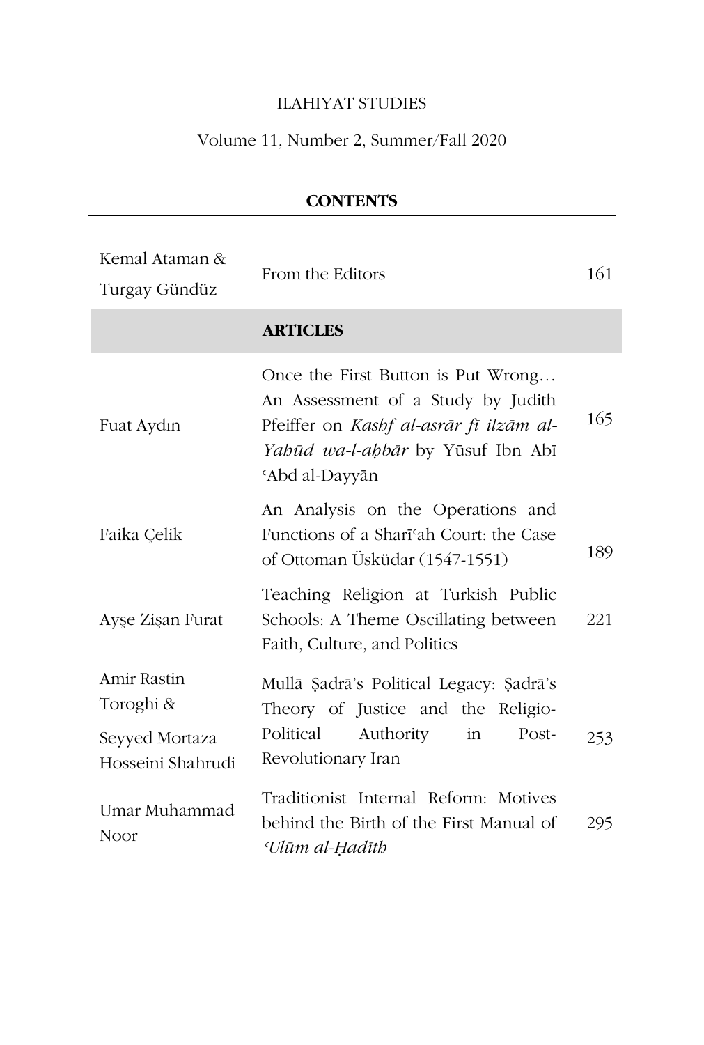ILAHIYAT STUDIES

Volume 11, Number 2, Summer/Fall 2020

**CONTENTS**

| | | |
|---|---|---|
| Kemal Ataman & Turgay Gündüz | From the Editors | 161 |
| | **ARTICLES** | |
| Fuat Aydın | Once the First Button is Put Wrong… An Assessment of a Study by Judith Pfeiffer on *Kashf al-asrār fī ilzām al-Yahūd wa-l-aḥbār* by Yūsuf Ibn Abī ʿAbd al-Dayyān | 165 |
| Faika Çelik | An Analysis on the Operations and Functions of a Sharīʿah Court: the Case of Ottoman Üsküdar (1547-1551) | 189 |
| Ayşe Zişan Furat | Teaching Religion at Turkish Public Schools: A Theme Oscillating between Faith, Culture, and Politics | 221 |
| Amir Rastin Toroghi & Seyyed Mortaza Hosseini Shahrudi | Mullā Ṣadrā's Political Legacy: Ṣadrā's Theory of Justice and the Religio-Political Authority in Post-Revolutionary Iran | 253 |
| Umar Muhammad Noor | Traditionist Internal Reform: Motives behind the Birth of the First Manual of *ʿUlūm al-Ḥadīth* | 295 |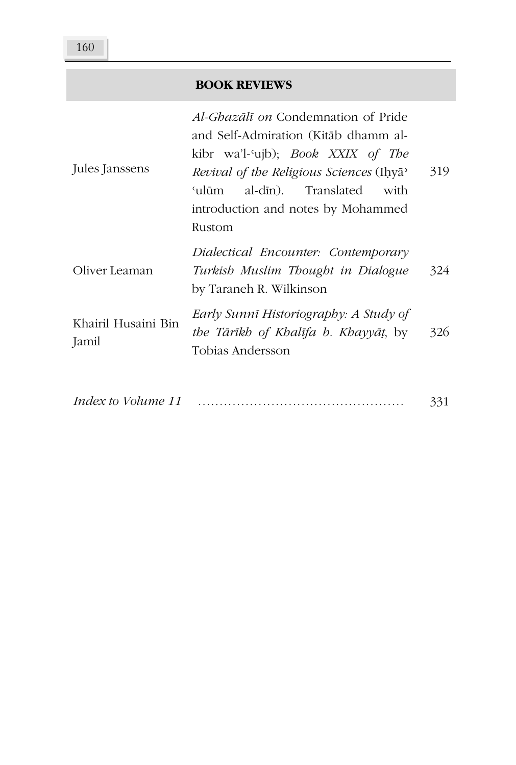| BOOK REVIEWS | | |
|---|---|---|
| Jules Janssens | *Al-Ghazālī on* Condemnation of Pride and Self-Admiration (Kitāb dhamm al-kibr wa'l-ʿujb); *Book XXIX of The Revival of the Religious Sciences* (Iḥyāʾ ʿulūm al-dīn). Translated with introduction and notes by Mohammed Rustom | 319 |
| Oliver Leaman | *Dialectical Encounter: Contemporary Turkish Muslim Thought in Dialogue* by Taraneh R. Wilkinson | 324 |
| Khairil Husaini Bin Jamil | *Early Sunnī Historiography: A Study of the Tārīkh of Khalīfa b. Khayyāṭ*, by Tobias Andersson | 326 |

*Index to Volume 11* ............................................ 331